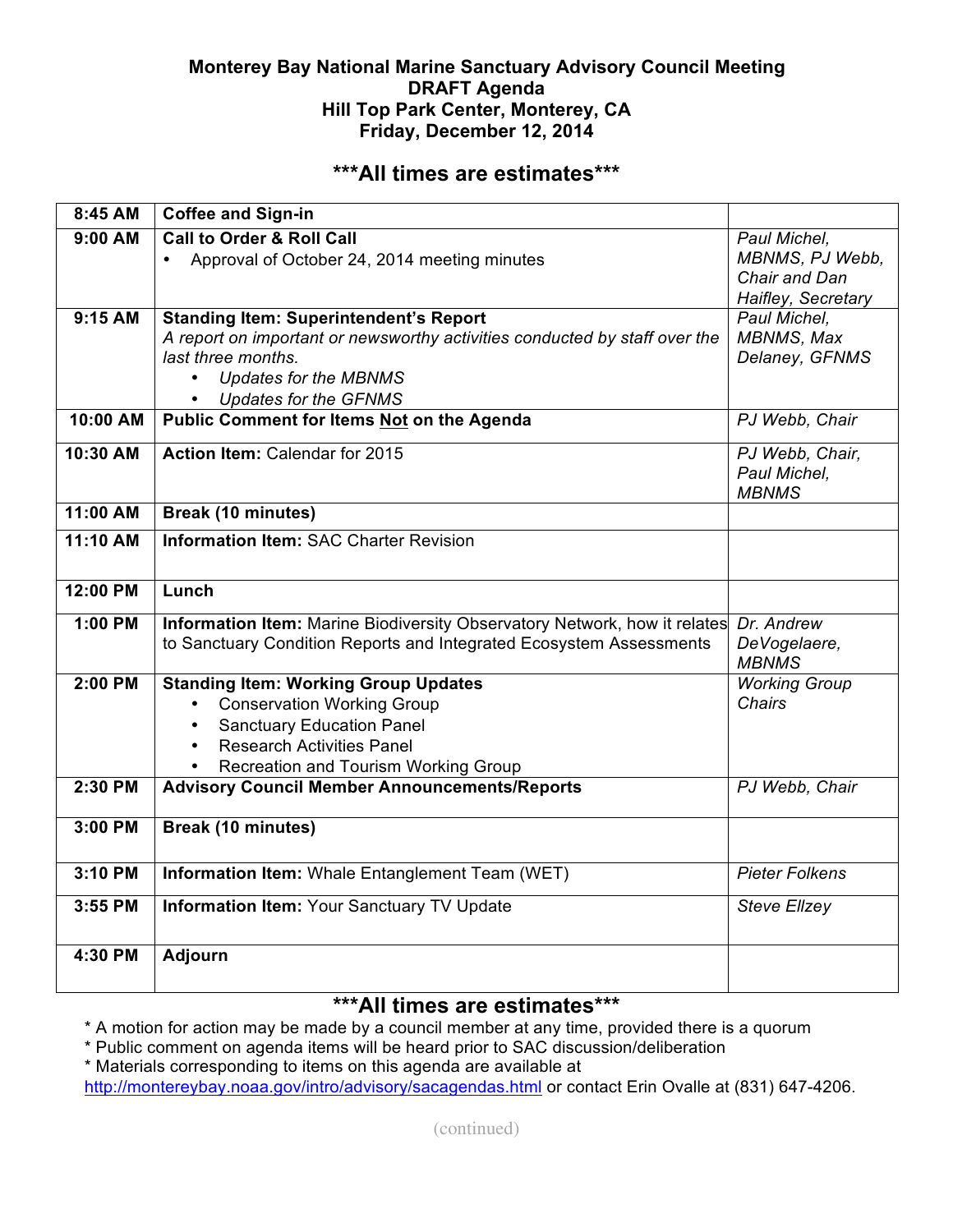# Monterey Bay National Marine Sanctuary Advisory Council Meeting
## DRAFT Agenda
## Hill Top Park Center, Monterey, CA
## Friday, December 12, 2014

### ***All times are estimates***

| | | |
|---|---|---|
| **8:45 AM** | **Coffee and Sign-in** | |
| **9:00 AM** | **Call to Order & Roll Call**<br>• Approval of October 24, 2014 meeting minutes | *Paul Michel, MBNMS, PJ Webb, Chair and Dan Haifley, Secretary* |
| **9:15 AM** | **Standing Item: Superintendent's Report**<br>*A report on important or newsworthy activities conducted by staff over the last three months.*<br>• *Updates for the MBNMS*<br>• *Updates for the GFNMS* | *Paul Michel, MBNMS, Max Delaney, GFNMS* |
| **10:00 AM** | **Public Comment for Items Not on the Agenda** | *PJ Webb, Chair* |
| **10:30 AM** | **Action Item:** Calendar for 2015 | *PJ Webb, Chair, Paul Michel, MBNMS* |
| **11:00 AM** | **Break (10 minutes)** | |
| **11:10 AM** | **Information Item:** SAC Charter Revision | |
| **12:00 PM** | **Lunch** | |
| **1:00 PM** | **Information Item:** Marine Biodiversity Observatory Network, how it relates to Sanctuary Condition Reports and Integrated Ecosystem Assessments | *Dr. Andrew DeVogelaere, MBNMS* |
| **2:00 PM** | **Standing Item: Working Group Updates**<br>• Conservation Working Group<br>• Sanctuary Education Panel<br>• Research Activities Panel<br>• Recreation and Tourism Working Group | *Working Group Chairs* |
| **2:30 PM** | **Advisory Council Member Announcements/Reports** | *PJ Webb, Chair* |
| **3:00 PM** | **Break (10 minutes)** | |
| **3:10 PM** | **Information Item:** Whale Entanglement Team (WET) | *Pieter Folkens* |
| **3:55 PM** | **Information Item:** Your Sanctuary TV Update | *Steve Ellzey* |
| **4:30 PM** | **Adjourn** | |

### ***All times are estimates***

* A motion for action may be made by a council member at any time, provided there is a quorum
* Public comment on agenda items will be heard prior to SAC discussion/deliberation
* Materials corresponding to items on this agenda are available at http://montereybay.noaa.gov/intro/advisory/sacagendas.html or contact Erin Ovalle at (831) 647-4206.

(continued)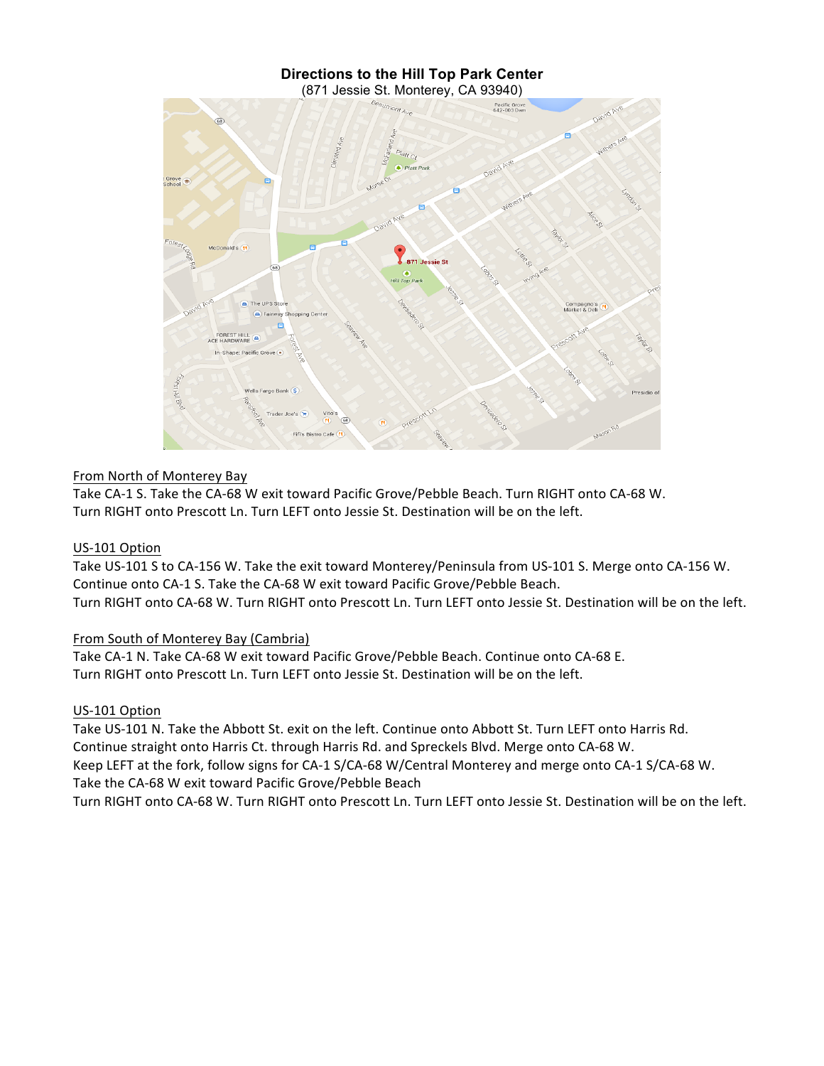**Directions to the Hill Top Park Center**

(871 Jessie St. Monterey, CA 93940)

From North of Monterey Bay

Take CA-1 S. Take the CA-68 W exit toward Pacific Grove/Pebble Beach. Turn RIGHT onto CA-68 W.
Turn RIGHT onto Prescott Ln. Turn LEFT onto Jessie St. Destination will be on the left.

US-101 Option

Take US-101 S to CA-156 W. Take the exit toward Monterey/Peninsula from US-101 S. Merge onto CA-156 W.
Continue onto CA-1 S. Take the CA-68 W exit toward Pacific Grove/Pebble Beach.
Turn RIGHT onto CA-68 W. Turn RIGHT onto Prescott Ln. Turn LEFT onto Jessie St. Destination will be on the left.

From South of Monterey Bay (Cambria)

Take CA-1 N. Take CA-68 W exit toward Pacific Grove/Pebble Beach. Continue onto CA-68 E.
Turn RIGHT onto Prescott Ln. Turn LEFT onto Jessie St. Destination will be on the left.

US-101 Option

Take US-101 N. Take the Abbott St. exit on the left. Continue onto Abbott St. Turn LEFT onto Harris Rd.
Continue straight onto Harris Ct. through Harris Rd. and Spreckels Blvd. Merge onto CA-68 W.
Keep LEFT at the fork, follow signs for CA-1 S/CA-68 W/Central Monterey and merge onto CA-1 S/CA-68 W.
Take the CA-68 W exit toward Pacific Grove/Pebble Beach
Turn RIGHT onto CA-68 W. Turn RIGHT onto Prescott Ln. Turn LEFT onto Jessie St. Destination will be on the left.